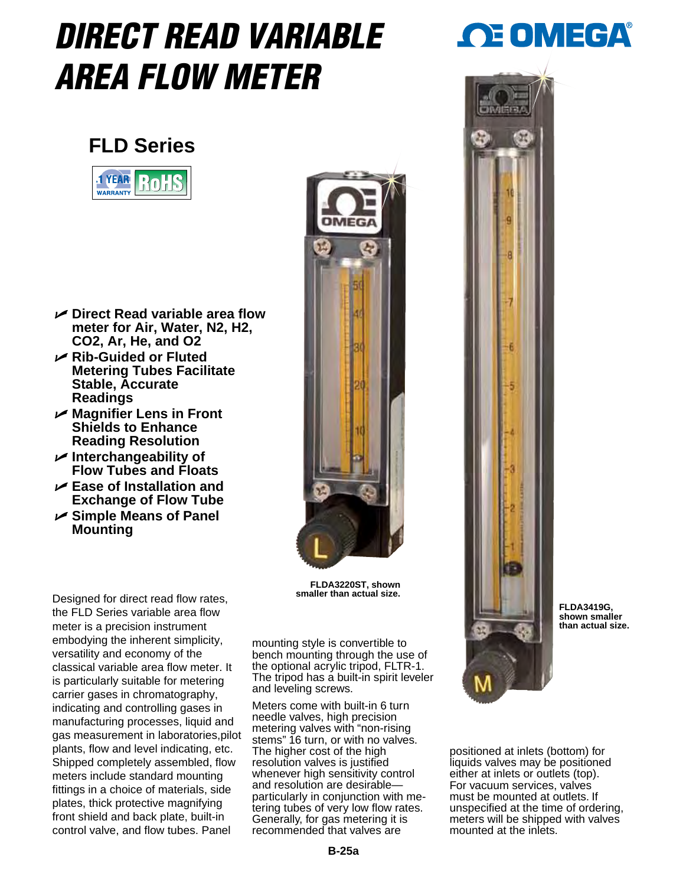# DIRECT READ VARIABLE AREA FLOW METER

## FLD Series

1 YEAR WARRANTY | RoHS

- **Direct Read variable area flow meter for Air, Water, N2, H2, CO2, Ar, He, and O2**
- **Rib-Guided or Fluted Metering Tubes Facilitate Stable, Accurate Readings**
- **Magnifier Lens in Front Shields to Enhance Reading Resolution**
- **Interchangeability of Flow Tubes and Floats**
- **Ease of Installation and Exchange of Flow Tube**
- **Simple Means of Panel Mounting**

**FLDA3220ST, shown smaller than actual size.**

**FLDA3419G, shown smaller than actual size.**

Designed for direct read flow rates, the FLD Series variable area flow meter is a precision instrument embodying the inherent simplicity, versatility and economy of the classical variable area flow meter. It is particularly suitable for metering carrier gases in chromatography, indicating and controlling gases in manufacturing processes, liquid and gas measurement in laboratories, pilot plants, flow and level indicating, etc. Shipped completely assembled, flow meters include standard mounting fittings in a choice of materials, side plates, thick protective magnifying front shield and back plate, built-in control valve, and flow tubes. Panel mounting style is convertible to bench mounting through the use of the optional acrylic tripod, FLTR-1. The tripod has a built-in spirit leveler and leveling screws.

Meters come with built-in 6 turn needle valves, high precision metering valves with "non-rising stems" 16 turn, or with no valves. The higher cost of the high resolution valves is justified whenever high sensitivity control and resolution are desirable—particularly in conjunction with metering tubes of very low flow rates. Generally, for gas metering it is recommended that valves are positioned at inlets (bottom) for liquids valves may be positioned either at inlets or outlets (top). For vacuum services, valves must be mounted at outlets. If unspecified at the time of ordering, meters will be shipped with valves mounted at the inlets.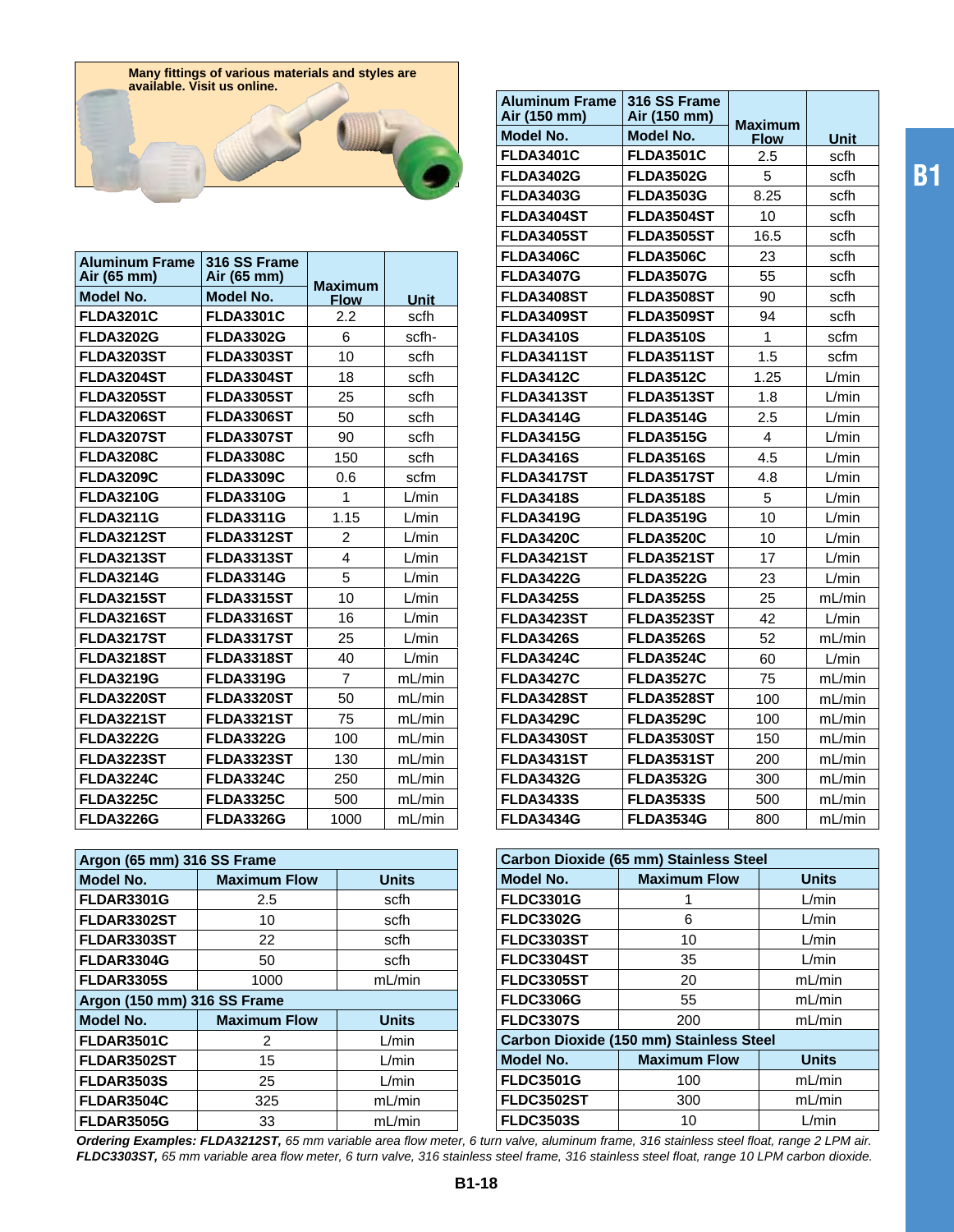Many fittings of various materials and styles are available. Visit us online.

| Aluminum Frame Air (65 mm) Model No. | 316 SS Frame Air (65 mm) Model No. | Maximum Flow | Unit |
|---|---|---|---|
| FLDA3201C | FLDA3301C | 2.2 | scfh |
| FLDA3202G | FLDA3302G | 6 | scfh- |
| FLDA3203ST | FLDA3303ST | 10 | scfh |
| FLDA3204ST | FLDA3304ST | 18 | scfh |
| FLDA3205ST | FLDA3305ST | 25 | scfh |
| FLDA3206ST | FLDA3306ST | 50 | scfh |
| FLDA3207ST | FLDA3307ST | 90 | scfh |
| FLDA3208C | FLDA3308C | 150 | scfh |
| FLDA3209C | FLDA3309C | 0.6 | scfm |
| FLDA3210G | FLDA3310G | 1 | L/min |
| FLDA3211G | FLDA3311G | 1.15 | L/min |
| FLDA3212ST | FLDA3312ST | 2 | L/min |
| FLDA3213ST | FLDA3313ST | 4 | L/min |
| FLDA3214G | FLDA3314G | 5 | L/min |
| FLDA3215ST | FLDA3315ST | 10 | L/min |
| FLDA3216ST | FLDA3316ST | 16 | L/min |
| FLDA3217ST | FLDA3317ST | 25 | L/min |
| FLDA3218ST | FLDA3318ST | 40 | L/min |
| FLDA3219G | FLDA3319G | 7 | mL/min |
| FLDA3220ST | FLDA3320ST | 50 | mL/min |
| FLDA3221ST | FLDA3321ST | 75 | mL/min |
| FLDA3222G | FLDA3322G | 100 | mL/min |
| FLDA3223ST | FLDA3323ST | 130 | mL/min |
| FLDA3224C | FLDA3324C | 250 | mL/min |
| FLDA3225C | FLDA3325C | 500 | mL/min |
| FLDA3226G | FLDA3326G | 1000 | mL/min |

| Aluminum Frame Air (150 mm) Model No. | 316 SS Frame Air (150 mm) Model No. | Maximum Flow | Unit |
|---|---|---|---|
| FLDA3401C | FLDA3501C | 2.5 | scfh |
| FLDA3402G | FLDA3502G | 5 | scfh |
| FLDA3403G | FLDA3503G | 8.25 | scfh |
| FLDA3404ST | FLDA3504ST | 10 | scfh |
| FLDA3405ST | FLDA3505ST | 16.5 | scfh |
| FLDA3406C | FLDA3506C | 23 | scfh |
| FLDA3407G | FLDA3507G | 55 | scfh |
| FLDA3408ST | FLDA3508ST | 90 | scfh |
| FLDA3409ST | FLDA3509ST | 94 | scfh |
| FLDA3410S | FLDA3510S | 1 | scfm |
| FLDA3411ST | FLDA3511ST | 1.5 | scfm |
| FLDA3412C | FLDA3512C | 1.25 | L/min |
| FLDA3413ST | FLDA3513ST | 1.8 | L/min |
| FLDA3414G | FLDA3514G | 2.5 | L/min |
| FLDA3415G | FLDA3515G | 4 | L/min |
| FLDA3416S | FLDA3516S | 4.5 | L/min |
| FLDA3417ST | FLDA3517ST | 4.8 | L/min |
| FLDA3418S | FLDA3518S | 5 | L/min |
| FLDA3419G | FLDA3519G | 10 | L/min |
| FLDA3420C | FLDA3520C | 10 | L/min |
| FLDA3421ST | FLDA3521ST | 17 | L/min |
| FLDA3422G | FLDA3522G | 23 | L/min |
| FLDA3425S | FLDA3525S | 25 | mL/min |
| FLDA3423ST | FLDA3523ST | 42 | L/min |
| FLDA3426S | FLDA3526S | 52 | mL/min |
| FLDA3424C | FLDA3524C | 60 | L/min |
| FLDA3427C | FLDA3527C | 75 | mL/min |
| FLDA3428ST | FLDA3528ST | 100 | mL/min |
| FLDA3429C | FLDA3529C | 100 | mL/min |
| FLDA3430ST | FLDA3530ST | 150 | mL/min |
| FLDA3431ST | FLDA3531ST | 200 | mL/min |
| FLDA3432G | FLDA3532G | 300 | mL/min |
| FLDA3433S | FLDA3533S | 500 | mL/min |
| FLDA3434G | FLDA3534G | 800 | mL/min |

| Argon (65 mm) 316 SS Frame | | |
|---|---|---|
| **Model No.** | **Maximum Flow** | **Units** |
| FLDAR3301G | 2.5 | scfh |
| FLDAR3302ST | 10 | scfh |
| FLDAR3303ST | 22 | scfh |
| FLDAR3304G | 50 | scfh |
| FLDAR3305S | 1000 | mL/min |
| **Argon (150 mm) 316 SS Frame** | | |
| **Model No.** | **Maximum Flow** | **Units** |
| FLDAR3501C | 2 | L/min |
| FLDAR3502ST | 15 | L/min |
| FLDAR3503S | 25 | L/min |
| FLDAR3504C | 325 | mL/min |
| FLDAR3505G | 33 | mL/min |

| Carbon Dioxide (65 mm) Stainless Steel | | |
|---|---|---|
| **Model No.** | **Maximum Flow** | **Units** |
| FLDC3301G | 1 | L/min |
| FLDC3302G | 6 | L/min |
| FLDC3303ST | 10 | L/min |
| FLDC3304ST | 35 | L/min |
| FLDC3305ST | 20 | mL/min |
| FLDC3306G | 55 | mL/min |
| FLDC3307S | 200 | mL/min |
| **Carbon Dioxide (150 mm) Stainless Steel** | | |
| **Model No.** | **Maximum Flow** | **Units** |
| FLDC3501G | 100 | mL/min |
| FLDC3502ST | 300 | mL/min |
| FLDC3503S | 10 | L/min |

***Ordering Examples: FLDA3212ST,*** *65 mm variable area flow meter, 6 turn valve, aluminum frame, 316 stainless steel float, range 2 LPM air.*
***FLDC3303ST,*** *65 mm variable area flow meter, 6 turn valve, 316 stainless steel frame, 316 stainless steel float, range 10 LPM carbon dioxide.*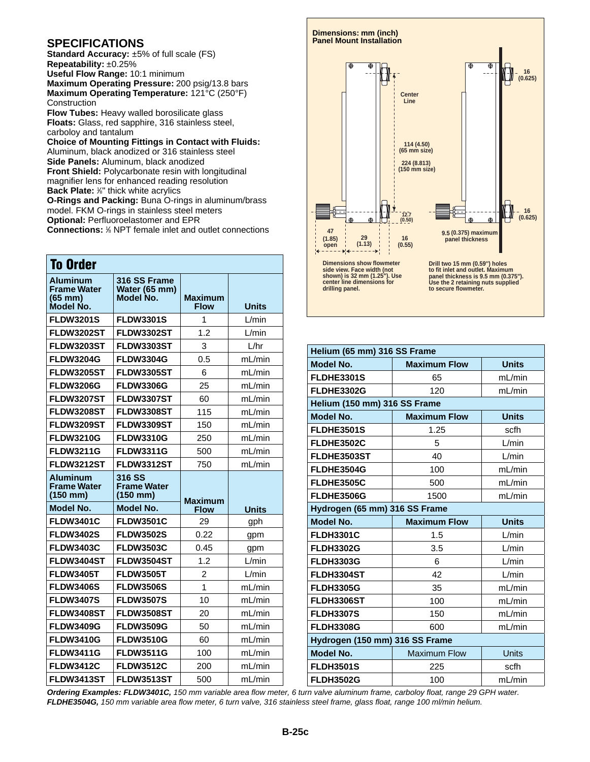## SPECIFICATIONS

**Standard Accuracy:** ±5% of full scale (FS)
**Repeatability:** ±0.25%
**Useful Flow Range:** 10:1 minimum
**Maximum Operating Pressure:** 200 psig/13.8 bars
**Maximum Operating Temperature:** 121°C (250°F)
Construction
**Flow Tubes:** Heavy walled borosilicate glass
**Floats:** Glass, red sapphire, 316 stainless steel, carboloy and tantalum
**Choice of Mounting Fittings in Contact with Fluids:** Aluminum, black anodized or 316 stainless steel
**Side Panels:** Aluminum, black anodized
**Front Shield:** Polycarbonate resin with longitudinal magnifier lens for enhanced reading resolution
**Back Plate:** ⅛" thick white acrylics
**O-Rings and Packing:** Buna O-rings in aluminum/brass model. FKM O-rings in stainless steel meters
**Optional:** Perfluoroelastomer and EPR
**Connections:** ⅛ NPT female inlet and outlet connections

**Dimensions: mm (inch)**
**Panel Mount Installation**

Center Line

114 (4.50) (65 mm size)

224 (8.813) (150 mm size)

16 (0.625)

12.7 (0.50)

47 (1.85) open

29 (1.13)

16 (0.55)

9.5 (0.375) maximum panel thickness

Dimensions show flowmeter side view. Face width (not shown) is 32 mm (1.25"). Use center line dimensions for drilling panel.

Drill two 15 mm (0.59") holes to fit inlet and outlet. Maximum panel thickness is 9.5 mm (0.375"). Use the 2 retaining nuts supplied to secure flowmeter.

## To Order

| Aluminum Frame Water (65 mm) Model No. | 316 SS Frame Water (65 mm) Model No. | Maximum Flow | Units |
|---|---|---|---|
| FLDW3201S | FLDW3301S | 1 | L/min |
| FLDW3202ST | FLDW3302ST | 1.2 | L/min |
| FLDW3203ST | FLDW3303ST | 3 | L/hr |
| FLDW3204G | FLDW3304G | 0.5 | mL/min |
| FLDW3205ST | FLDW3305ST | 6 | mL/min |
| FLDW3206G | FLDW3306G | 25 | mL/min |
| FLDW3207ST | FLDW3307ST | 60 | mL/min |
| FLDW3208ST | FLDW3308ST | 115 | mL/min |
| FLDW3209ST | FLDW3309ST | 150 | mL/min |
| FLDW3210G | FLDW3310G | 250 | mL/min |
| FLDW3211G | FLDW3311G | 500 | mL/min |
| FLDW3212ST | FLDW3312ST | 750 | mL/min |
| **Aluminum Frame Water (150 mm) Model No.** | **316 SS Frame Water (150 mm) Model No.** | **Maximum Flow** | **Units** |
| FLDW3401C | FLDW3501C | 29 | gph |
| FLDW3402S | FLDW3502S | 0.22 | gpm |
| FLDW3403C | FLDW3503C | 0.45 | gpm |
| FLDW3404ST | FLDW3504ST | 1.2 | L/min |
| FLDW3405T | FLDW3505T | 2 | L/min |
| FLDW3406S | FLDW3506S | 1 | mL/min |
| FLDW3407S | FLDW3507S | 10 | mL/min |
| FLDW3408ST | FLDW3508ST | 20 | mL/min |
| FLDW3409G | FLDW3509G | 50 | mL/min |
| FLDW3410G | FLDW3510G | 60 | mL/min |
| FLDW3411G | FLDW3511G | 100 | mL/min |
| FLDW3412C | FLDW3512C | 200 | mL/min |
| FLDW3413ST | FLDW3513ST | 500 | mL/min |

| Model No. | Maximum Flow | Units |
|---|---|---|
| **Helium (65 mm) 316 SS Frame** | | |
| FLDHE3301S | 65 | mL/min |
| FLDHE3302G | 120 | mL/min |
| **Helium (150 mm) 316 SS Frame** | | |
| FLDHE3501S | 1.25 | scfh |
| FLDHE3502C | 5 | L/min |
| FLDHE3503ST | 40 | L/min |
| FLDHE3504G | 100 | mL/min |
| FLDHE3505C | 500 | mL/min |
| FLDHE3506G | 1500 | mL/min |
| **Hydrogen (65 mm) 316 SS Frame** | | |
| FLDH3301C | 1.5 | L/min |
| FLDH3302G | 3.5 | L/min |
| FLDH3303G | 6 | L/min |
| FLDH3304ST | 42 | L/min |
| FLDH3305G | 35 | mL/min |
| FLDH3306ST | 100 | mL/min |
| FLDH3307S | 150 | mL/min |
| FLDH3308G | 600 | mL/min |
| **Hydrogen (150 mm) 316 SS Frame** | | |
| FLDH3501S | 225 | scfh |
| FLDH3502G | 100 | mL/min |

***Ordering Examples: FLDW3401C,*** *150 mm variable area flow meter, 6 turn valve aluminum frame, carboloy float, range 29 GPH water.* ***FLDHE3504G,*** *150 mm variable area flow meter, 6 turn valve, 316 stainless steel frame, glass float, range 100 ml/min helium.*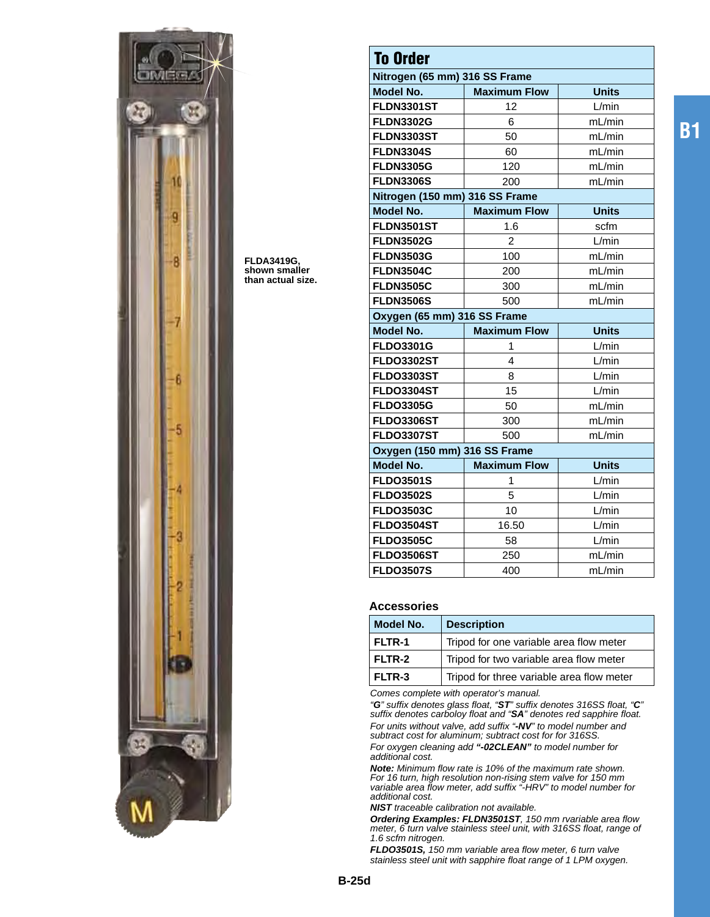FLDA3419G, shown smaller than actual size.

## To Order

| Model No. | Maximum Flow | Units |
|---|---|---|
| **Nitrogen (65 mm) 316 SS Frame** | | |
| **Model No.** | **Maximum Flow** | **Units** |
| **FLDN3301ST** | 12 | L/min |
| **FLDN3302G** | 6 | mL/min |
| **FLDN3303ST** | 50 | mL/min |
| **FLDN3304S** | 60 | mL/min |
| **FLDN3305G** | 120 | mL/min |
| **FLDN3306S** | 200 | mL/min |
| **Nitrogen (150 mm) 316 SS Frame** | | |
| **Model No.** | **Maximum Flow** | **Units** |
| **FLDN3501ST** | 1.6 | scfm |
| **FLDN3502G** | 2 | L/min |
| **FLDN3503G** | 100 | mL/min |
| **FLDN3504C** | 200 | mL/min |
| **FLDN3505C** | 300 | mL/min |
| **FLDN3506S** | 500 | mL/min |
| **Oxygen (65 mm) 316 SS Frame** | | |
| **Model No.** | **Maximum Flow** | **Units** |
| **FLDO3301G** | 1 | L/min |
| **FLDO3302ST** | 4 | L/min |
| **FLDO3303ST** | 8 | L/min |
| **FLDO3304ST** | 15 | L/min |
| **FLDO3305G** | 50 | mL/min |
| **FLDO3306ST** | 300 | mL/min |
| **FLDO3307ST** | 500 | mL/min |
| **Oxygen (150 mm) 316 SS Frame** | | |
| **Model No.** | **Maximum Flow** | **Units** |
| **FLDO3501S** | 1 | L/min |
| **FLDO3502S** | 5 | L/min |
| **FLDO3503C** | 10 | L/min |
| **FLDO3504ST** | 16.50 | L/min |
| **FLDO3505C** | 58 | L/min |
| **FLDO3506ST** | 250 | mL/min |
| **FLDO3507S** | 400 | mL/min |

### Accessories

| Model No. | Description |
|---|---|
| **FLTR-1** | Tripod for one variable area flow meter |
| **FLTR-2** | Tripod for two variable area flow meter |
| **FLTR-3** | Tripod for three variable area flow meter |

*Comes complete with operator's manual.*

*"**G**" suffix denotes glass float, "**ST**" suffix denotes 316SS float, "**C**" suffix denotes carboloy float and "**SA**" denotes red sapphire float.*

*For units without valve, add suffix "**-NV**" to model number and subtract cost for aluminum; subtract cost for for 316SS.*

*For oxygen cleaning add **"-02CLEAN"** to model number for additional cost.*

***Note:** Minimum flow rate is 10% of the maximum rate shown. For 16 turn, high resolution non-rising stem valve for 150 mm variable area flow meter, add suffix "-HRV" to model number for additional cost.*

***NIST** traceable calibration not available.*

***Ordering Examples: FLDN3501ST**, 150 mm rvariable area flow meter, 6 turn valve stainless steel unit, with 316SS float, range of 1.6 scfm nitrogen.*

***FLDO3501S,** 150 mm variable area flow meter, 6 turn valve stainless steel unit with sapphire float range of 1 LPM oxygen.*